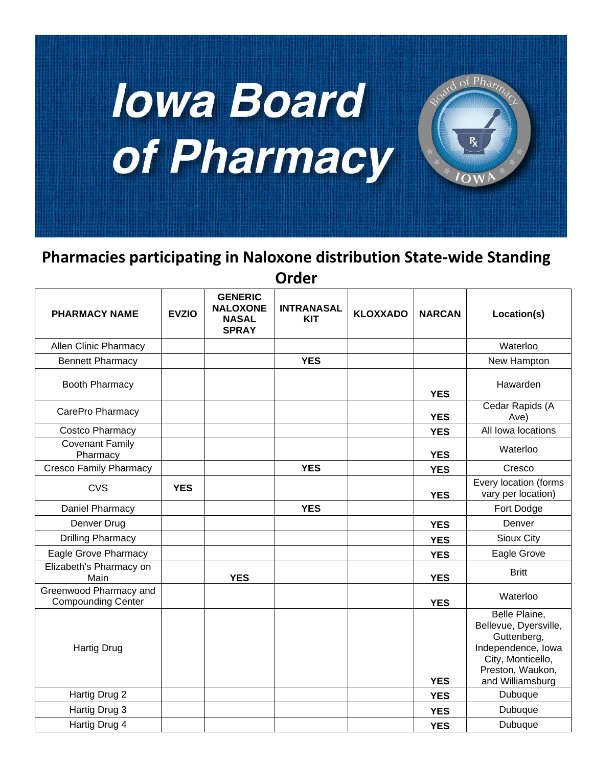# Iowa Board of Pharmacy

## Pharmacies participating in Naloxone distribution State-wide Standing Order

| PHARMACY NAME | EVZIO | GENERIC NALOXONE NASAL SPRAY | INTRANASAL KIT | KLOXXADO | NARCAN | Location(s) |
|---|---|---|---|---|---|---|
| Allen Clinic Pharmacy | | | | | | Waterloo |
| Bennett Pharmacy | | | YES | | | New Hampton |
| Booth Pharmacy | | | | | YES | Hawarden |
| CarePro Pharmacy | | | | | YES | Cedar Rapids (A Ave) |
| Costco Pharmacy | | | | | YES | All Iowa locations |
| Covenant Family Pharmacy | | | | | YES | Waterloo |
| Cresco Family Pharmacy | | | YES | | YES | Cresco |
| CVS | YES | | | | YES | Every location (forms vary per location) |
| Daniel Pharmacy | | | YES | | | Fort Dodge |
| Denver Drug | | | | | YES | Denver |
| Drilling Pharmacy | | | | | YES | Sioux City |
| Eagle Grove Pharmacy | | | | | YES | Eagle Grove |
| Elizabeth's Pharmacy on Main | | YES | | | YES | Britt |
| Greenwood Pharmacy and Compounding Center | | | | | YES | Waterloo |
| Hartig Drug | | | | | YES | Belle Plaine, Bellevue, Dyersville, Guttenberg, Independence, Iowa City, Monticello, Preston, Waukon, and Williamsburg |
| Hartig Drug 2 | | | | | YES | Dubuque |
| Hartig Drug 3 | | | | | YES | Dubuque |
| Hartig Drug 4 | | | | | YES | Dubuque |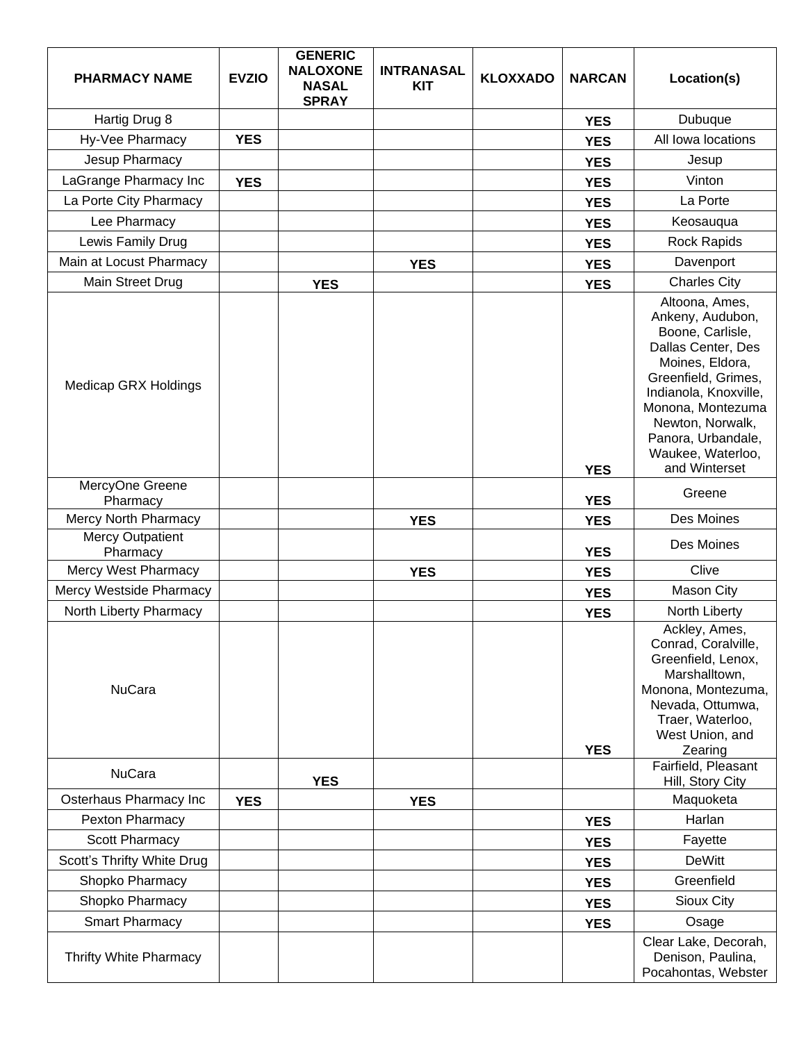| PHARMACY NAME | EVZIO | GENERIC NALOXONE NASAL SPRAY | INTRANASAL KIT | KLOXXADO | NARCAN | Location(s) |
|---|---|---|---|---|---|---|
| Hartig Drug 8 | | | | | **YES** | Dubuque |
| Hy-Vee Pharmacy | **YES** | | | | **YES** | All Iowa locations |
| Jesup Pharmacy | | | | | **YES** | Jesup |
| LaGrange Pharmacy Inc | **YES** | | | | **YES** | Vinton |
| La Porte City Pharmacy | | | | | **YES** | La Porte |
| Lee Pharmacy | | | | | **YES** | Keosauqua |
| Lewis Family Drug | | | | | **YES** | Rock Rapids |
| Main at Locust Pharmacy | | | **YES** | | **YES** | Davenport |
| Main Street Drug | | **YES** | | | **YES** | Charles City |
| Medicap GRX Holdings | | | | | **YES** | Altoona, Ames, Ankeny, Audubon, Boone, Carlisle, Dallas Center, Des Moines, Eldora, Greenfield, Grimes, Indianola, Knoxville, Monona, Montezuma Newton, Norwalk, Panora, Urbandale, Waukee, Waterloo, and Winterset |
| MercyOne Greene Pharmacy | | | | | **YES** | Greene |
| Mercy North Pharmacy | | | **YES** | | **YES** | Des Moines |
| Mercy Outpatient Pharmacy | | | | | **YES** | Des Moines |
| Mercy West Pharmacy | | | **YES** | | **YES** | Clive |
| Mercy Westside Pharmacy | | | | | **YES** | Mason City |
| North Liberty Pharmacy | | | | | **YES** | North Liberty |
| NuCara | | | | | **YES** | Ackley, Ames, Conrad, Coralville, Greenfield, Lenox, Marshalltown, Monona, Montezuma, Nevada, Ottumwa, Traer, Waterloo, West Union, and Zearing |
| NuCara | | **YES** | | | | Fairfield, Pleasant Hill, Story City |
| Osterhaus Pharmacy Inc | **YES** | | **YES** | | | Maquoketa |
| Pexton Pharmacy | | | | | **YES** | Harlan |
| Scott Pharmacy | | | | | **YES** | Fayette |
| Scott's Thrifty White Drug | | | | | **YES** | DeWitt |
| Shopko Pharmacy | | | | | **YES** | Greenfield |
| Shopko Pharmacy | | | | | **YES** | Sioux City |
| Smart Pharmacy | | | | | **YES** | Osage |
| Thrifty White Pharmacy | | | | | | Clear Lake, Decorah, Denison, Paulina, Pocahontas, Webster |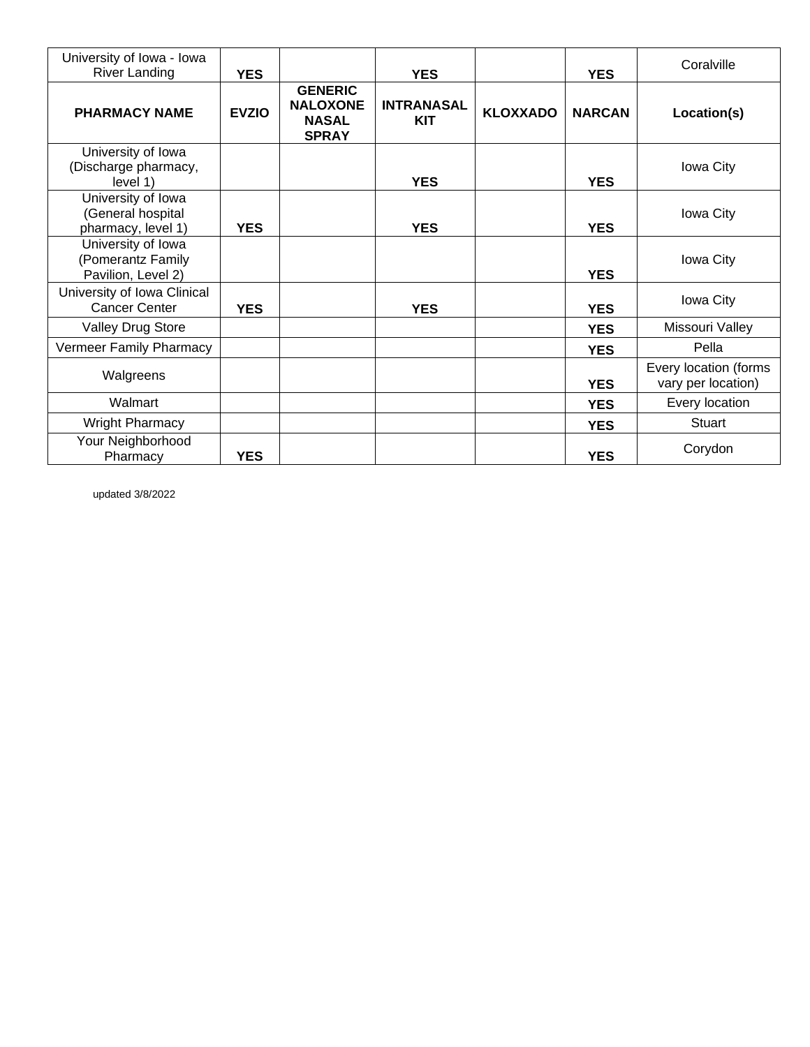| PHARMACY NAME | EVZIO | GENERIC NALOXONE NASAL SPRAY | INTRANASAL KIT | KLOXXADO | NARCAN | Location(s) |
|---|---|---|---|---|---|---|
| University of Iowa - Iowa River Landing | YES | | YES | | YES | Coralville |
| University of Iowa (Discharge pharmacy, level 1) | | | YES | | YES | Iowa City |
| University of Iowa (General hospital pharmacy, level 1) | YES | | YES | | YES | Iowa City |
| University of Iowa (Pomerantz Family Pavilion, Level 2) | | | | | YES | Iowa City |
| University of Iowa Clinical Cancer Center | YES | | YES | | YES | Iowa City |
| Valley Drug Store | | | | | YES | Missouri Valley |
| Vermeer Family Pharmacy | | | | | YES | Pella |
| Walgreens | | | | | YES | Every location (forms vary per location) |
| Walmart | | | | | YES | Every location |
| Wright Pharmacy | | | | | YES | Stuart |
| Your Neighborhood Pharmacy | YES | | | | YES | Corydon |

updated 3/8/2022